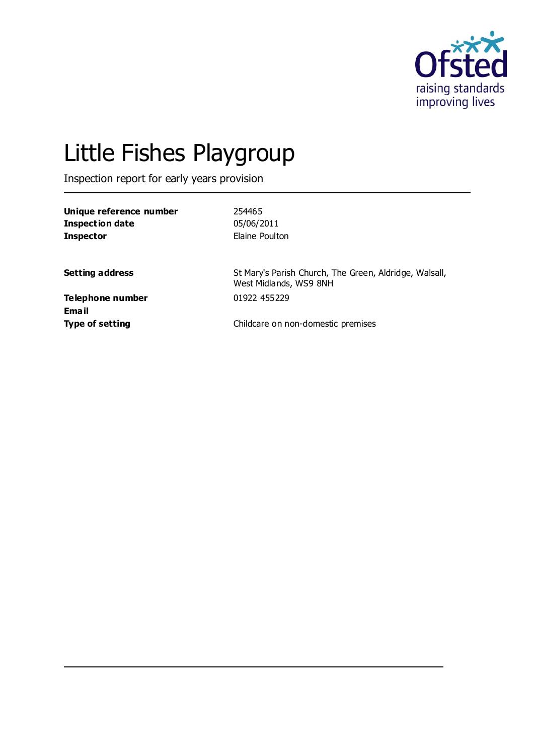Ofsted
raising standards
improving lives

# Little Fishes Playgroup

Inspection report for early years provision

| | |
|---|---|
| **Unique reference number** | 254465 |
| **Inspection date** | 05/06/2011 |
| **Inspector** | Elaine Poulton |

| | |
|---|---|
| **Setting address** | St Mary's Parish Church, The Green, Aldridge, Walsall, West Midlands, WS9 8NH |
| **Telephone number** | 01922 455229 |
| **Email** | |
| **Type of setting** | Childcare on non-domestic premises |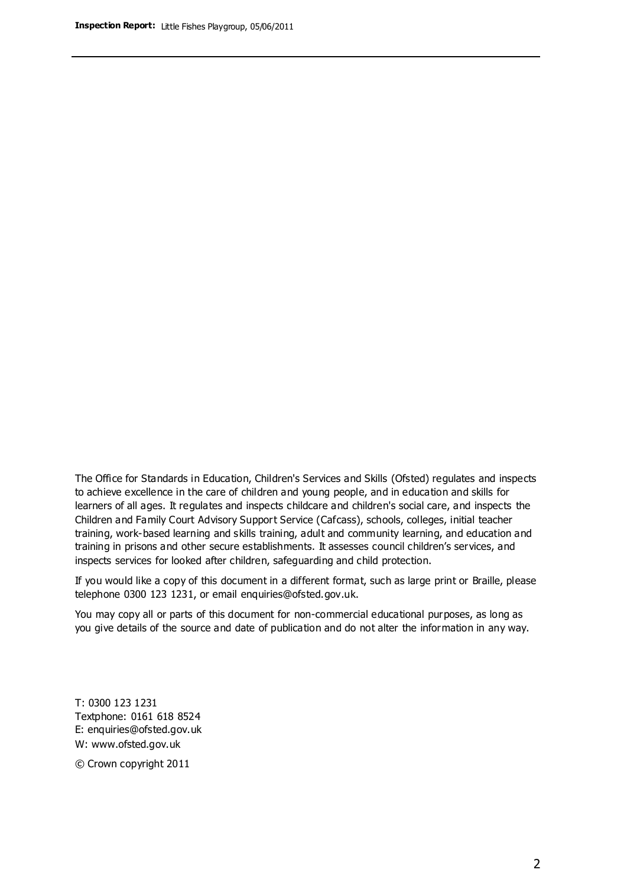The Office for Standards in Education, Children's Services and Skills (Ofsted) regulates and inspects to achieve excellence in the care of children and young people, and in education and skills for learners of all ages. It regulates and inspects childcare and children's social care, and inspects the Children and Family Court Advisory Support Service (Cafcass), schools, colleges, initial teacher training, work-based learning and skills training, adult and community learning, and education and training in prisons and other secure establishments. It assesses council children's services, and inspects services for looked after children, safeguarding and child protection.

If you would like a copy of this document in a different format, such as large print or Braille, please telephone 0300 123 1231, or email enquiries@ofsted.gov.uk.

You may copy all or parts of this document for non-commercial educational purposes, as long as you give details of the source and date of publication and do not alter the information in any way.

T: 0300 123 1231
Textphone: 0161 618 8524
E: enquiries@ofsted.gov.uk
W: www.ofsted.gov.uk

© Crown copyright 2011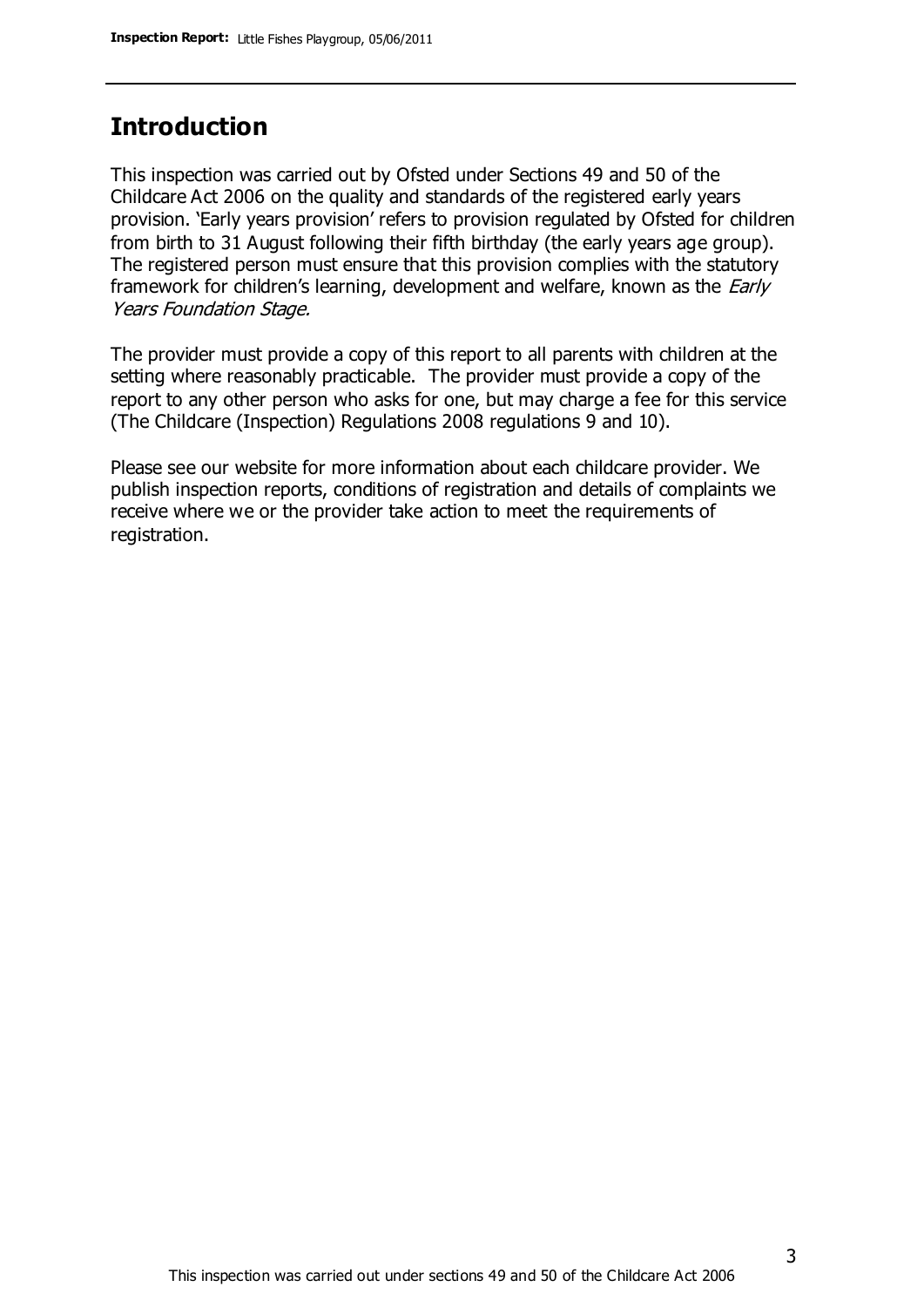## Introduction

This inspection was carried out by Ofsted under Sections 49 and 50 of the Childcare Act 2006 on the quality and standards of the registered early years provision. 'Early years provision' refers to provision regulated by Ofsted for children from birth to 31 August following their fifth birthday (the early years age group). The registered person must ensure that this provision complies with the statutory framework for children's learning, development and welfare, known as the *Early Years Foundation Stage.*

The provider must provide a copy of this report to all parents with children at the setting where reasonably practicable. The provider must provide a copy of the report to any other person who asks for one, but may charge a fee for this service (The Childcare (Inspection) Regulations 2008 regulations 9 and 10).

Please see our website for more information about each childcare provider. We publish inspection reports, conditions of registration and details of complaints we receive where we or the provider take action to meet the requirements of registration.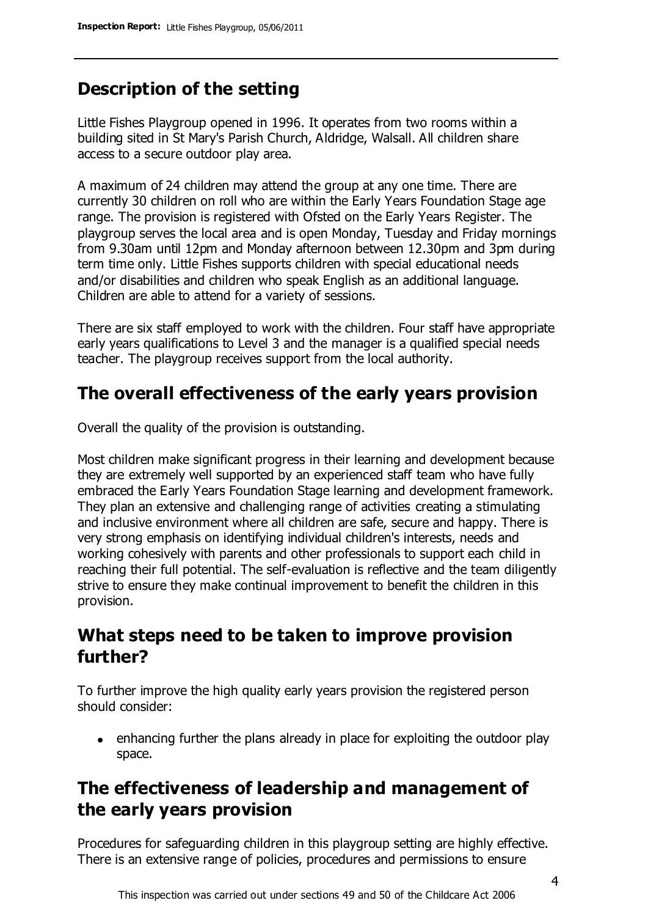## Description of the setting

Little Fishes Playgroup opened in 1996. It operates from two rooms within a building sited in St Mary's Parish Church, Aldridge, Walsall. All children share access to a secure outdoor play area.

A maximum of 24 children may attend the group at any one time. There are currently 30 children on roll who are within the Early Years Foundation Stage age range. The provision is registered with Ofsted on the Early Years Register. The playgroup serves the local area and is open Monday, Tuesday and Friday mornings from 9.30am until 12pm and Monday afternoon between 12.30pm and 3pm during term time only. Little Fishes supports children with special educational needs and/or disabilities and children who speak English as an additional language. Children are able to attend for a variety of sessions.

There are six staff employed to work with the children. Four staff have appropriate early years qualifications to Level 3 and the manager is a qualified special needs teacher. The playgroup receives support from the local authority.

## The overall effectiveness of the early years provision

Overall the quality of the provision is outstanding.

Most children make significant progress in their learning and development because they are extremely well supported by an experienced staff team who have fully embraced the Early Years Foundation Stage learning and development framework. They plan an extensive and challenging range of activities creating a stimulating and inclusive environment where all children are safe, secure and happy. There is very strong emphasis on identifying individual children's interests, needs and working cohesively with parents and other professionals to support each child in reaching their full potential. The self-evaluation is reflective and the team diligently strive to ensure they make continual improvement to benefit the children in this provision.

## What steps need to be taken to improve provision further?

To further improve the high quality early years provision the registered person should consider:

- enhancing further the plans already in place for exploiting the outdoor play space.

## The effectiveness of leadership and management of the early years provision

Procedures for safeguarding children in this playgroup setting are highly effective. There is an extensive range of policies, procedures and permissions to ensure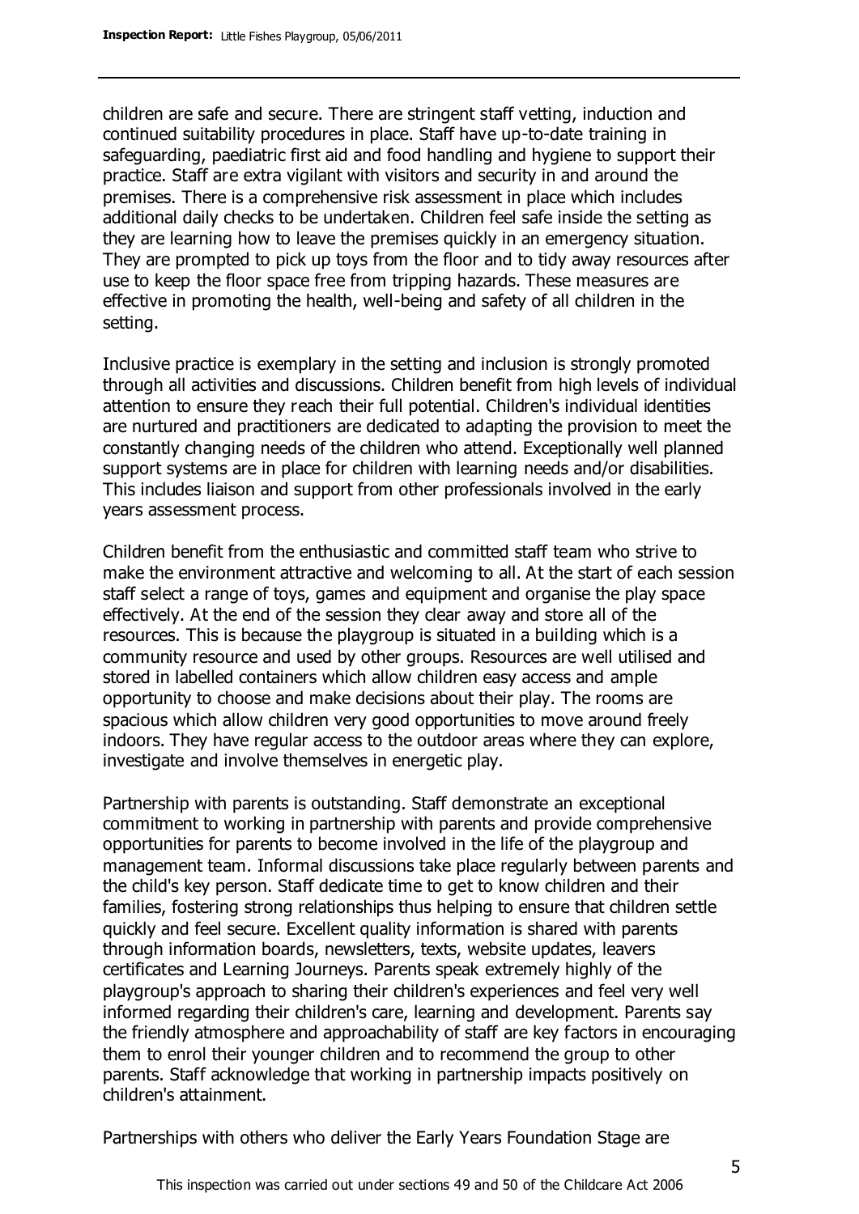children are safe and secure. There are stringent staff vetting, induction and continued suitability procedures in place. Staff have up-to-date training in safeguarding, paediatric first aid and food handling and hygiene to support their practice. Staff are extra vigilant with visitors and security in and around the premises. There is a comprehensive risk assessment in place which includes additional daily checks to be undertaken. Children feel safe inside the setting as they are learning how to leave the premises quickly in an emergency situation. They are prompted to pick up toys from the floor and to tidy away resources after use to keep the floor space free from tripping hazards. These measures are effective in promoting the health, well-being and safety of all children in the setting.

Inclusive practice is exemplary in the setting and inclusion is strongly promoted through all activities and discussions. Children benefit from high levels of individual attention to ensure they reach their full potential. Children's individual identities are nurtured and practitioners are dedicated to adapting the provision to meet the constantly changing needs of the children who attend. Exceptionally well planned support systems are in place for children with learning needs and/or disabilities. This includes liaison and support from other professionals involved in the early years assessment process.

Children benefit from the enthusiastic and committed staff team who strive to make the environment attractive and welcoming to all. At the start of each session staff select a range of toys, games and equipment and organise the play space effectively. At the end of the session they clear away and store all of the resources. This is because the playgroup is situated in a building which is a community resource and used by other groups. Resources are well utilised and stored in labelled containers which allow children easy access and ample opportunity to choose and make decisions about their play. The rooms are spacious which allow children very good opportunities to move around freely indoors. They have regular access to the outdoor areas where they can explore, investigate and involve themselves in energetic play.

Partnership with parents is outstanding. Staff demonstrate an exceptional commitment to working in partnership with parents and provide comprehensive opportunities for parents to become involved in the life of the playgroup and management team. Informal discussions take place regularly between parents and the child's key person. Staff dedicate time to get to know children and their families, fostering strong relationships thus helping to ensure that children settle quickly and feel secure. Excellent quality information is shared with parents through information boards, newsletters, texts, website updates, leavers certificates and Learning Journeys. Parents speak extremely highly of the playgroup's approach to sharing their children's experiences and feel very well informed regarding their children's care, learning and development. Parents say the friendly atmosphere and approachability of staff are key factors in encouraging them to enrol their younger children and to recommend the group to other parents. Staff acknowledge that working in partnership impacts positively on children's attainment.

Partnerships with others who deliver the Early Years Foundation Stage are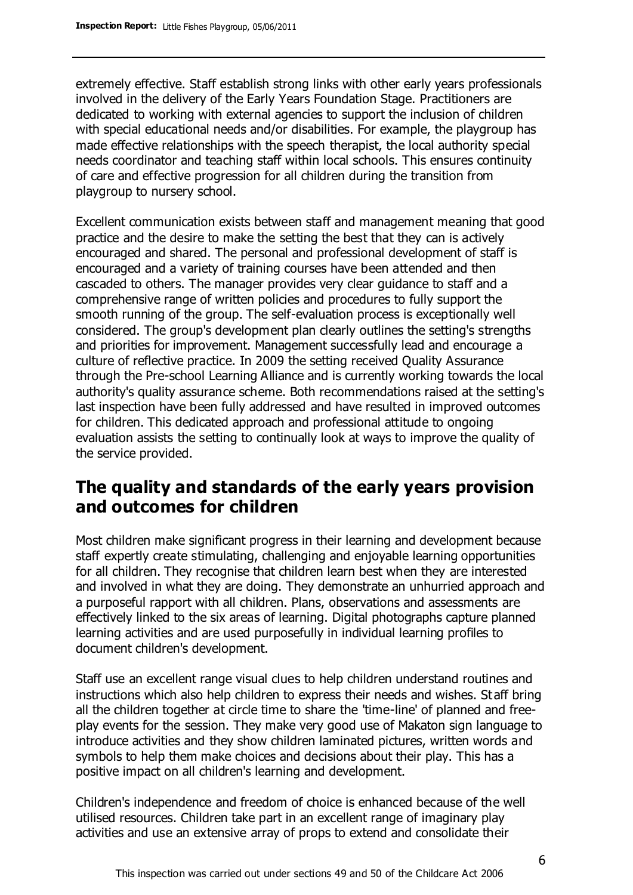extremely effective. Staff establish strong links with other early years professionals involved in the delivery of the Early Years Foundation Stage. Practitioners are dedicated to working with external agencies to support the inclusion of children with special educational needs and/or disabilities. For example, the playgroup has made effective relationships with the speech therapist, the local authority special needs coordinator and teaching staff within local schools. This ensures continuity of care and effective progression for all children during the transition from playgroup to nursery school.

Excellent communication exists between staff and management meaning that good practice and the desire to make the setting the best that they can is actively encouraged and shared. The personal and professional development of staff is encouraged and a variety of training courses have been attended and then cascaded to others. The manager provides very clear guidance to staff and a comprehensive range of written policies and procedures to fully support the smooth running of the group. The self-evaluation process is exceptionally well considered. The group's development plan clearly outlines the setting's strengths and priorities for improvement. Management successfully lead and encourage a culture of reflective practice. In 2009 the setting received Quality Assurance through the Pre-school Learning Alliance and is currently working towards the local authority's quality assurance scheme. Both recommendations raised at the setting's last inspection have been fully addressed and have resulted in improved outcomes for children. This dedicated approach and professional attitude to ongoing evaluation assists the setting to continually look at ways to improve the quality of the service provided.

## The quality and standards of the early years provision and outcomes for children

Most children make significant progress in their learning and development because staff expertly create stimulating, challenging and enjoyable learning opportunities for all children. They recognise that children learn best when they are interested and involved in what they are doing. They demonstrate an unhurried approach and a purposeful rapport with all children. Plans, observations and assessments are effectively linked to the six areas of learning. Digital photographs capture planned learning activities and are used purposefully in individual learning profiles to document children's development.

Staff use an excellent range visual clues to help children understand routines and instructions which also help children to express their needs and wishes. Staff bring all the children together at circle time to share the 'time-line' of planned and free-play events for the session. They make very good use of Makaton sign language to introduce activities and they show children laminated pictures, written words and symbols to help them make choices and decisions about their play. This has a positive impact on all children's learning and development.

Children's independence and freedom of choice is enhanced because of the well utilised resources. Children take part in an excellent range of imaginary play activities and use an extensive array of props to extend and consolidate their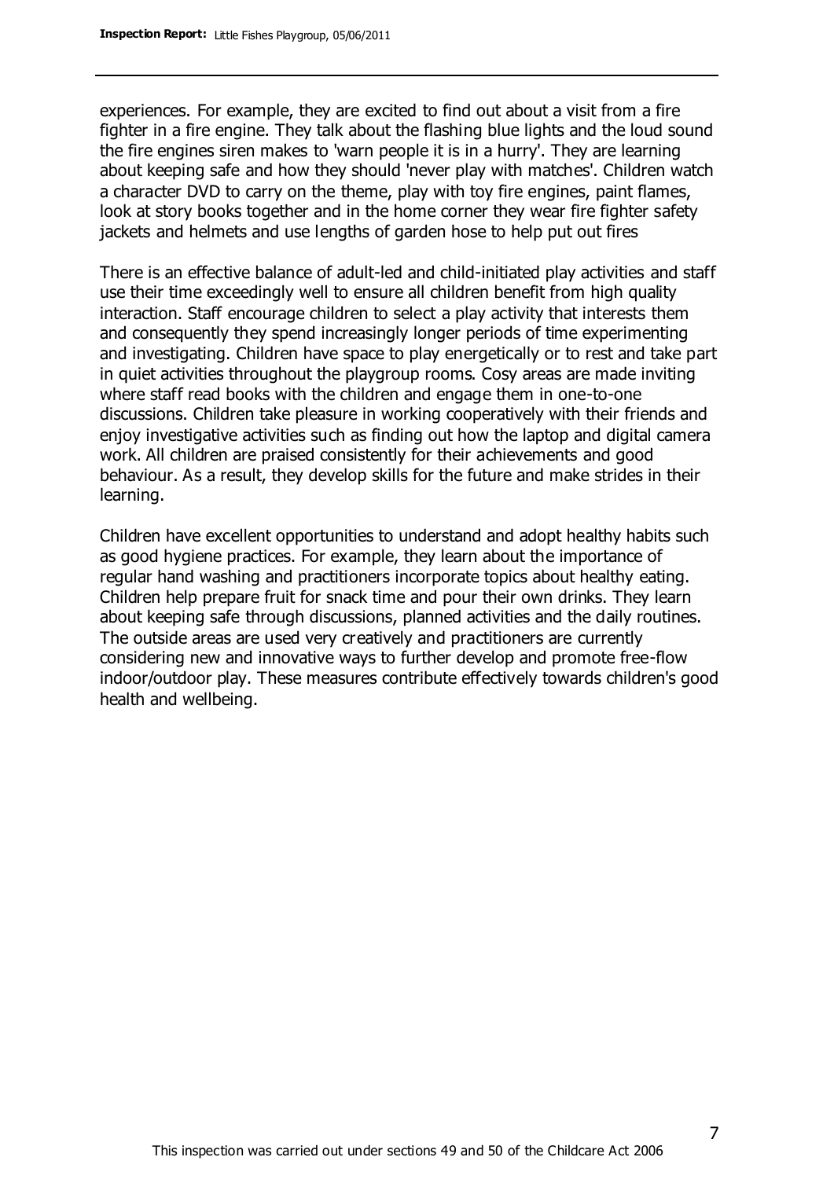experiences. For example, they are excited to find out about a visit from a fire fighter in a fire engine. They talk about the flashing blue lights and the loud sound the fire engines siren makes to 'warn people it is in a hurry'. They are learning about keeping safe and how they should 'never play with matches'. Children watch a character DVD to carry on the theme, play with toy fire engines, paint flames, look at story books together and in the home corner they wear fire fighter safety jackets and helmets and use lengths of garden hose to help put out fires

There is an effective balance of adult-led and child-initiated play activities and staff use their time exceedingly well to ensure all children benefit from high quality interaction. Staff encourage children to select a play activity that interests them and consequently they spend increasingly longer periods of time experimenting and investigating. Children have space to play energetically or to rest and take part in quiet activities throughout the playgroup rooms. Cosy areas are made inviting where staff read books with the children and engage them in one-to-one discussions. Children take pleasure in working cooperatively with their friends and enjoy investigative activities such as finding out how the laptop and digital camera work. All children are praised consistently for their achievements and good behaviour. As a result, they develop skills for the future and make strides in their learning.

Children have excellent opportunities to understand and adopt healthy habits such as good hygiene practices. For example, they learn about the importance of regular hand washing and practitioners incorporate topics about healthy eating. Children help prepare fruit for snack time and pour their own drinks. They learn about keeping safe through discussions, planned activities and the daily routines. The outside areas are used very creatively and practitioners are currently considering new and innovative ways to further develop and promote free-flow indoor/outdoor play. These measures contribute effectively towards children's good health and wellbeing.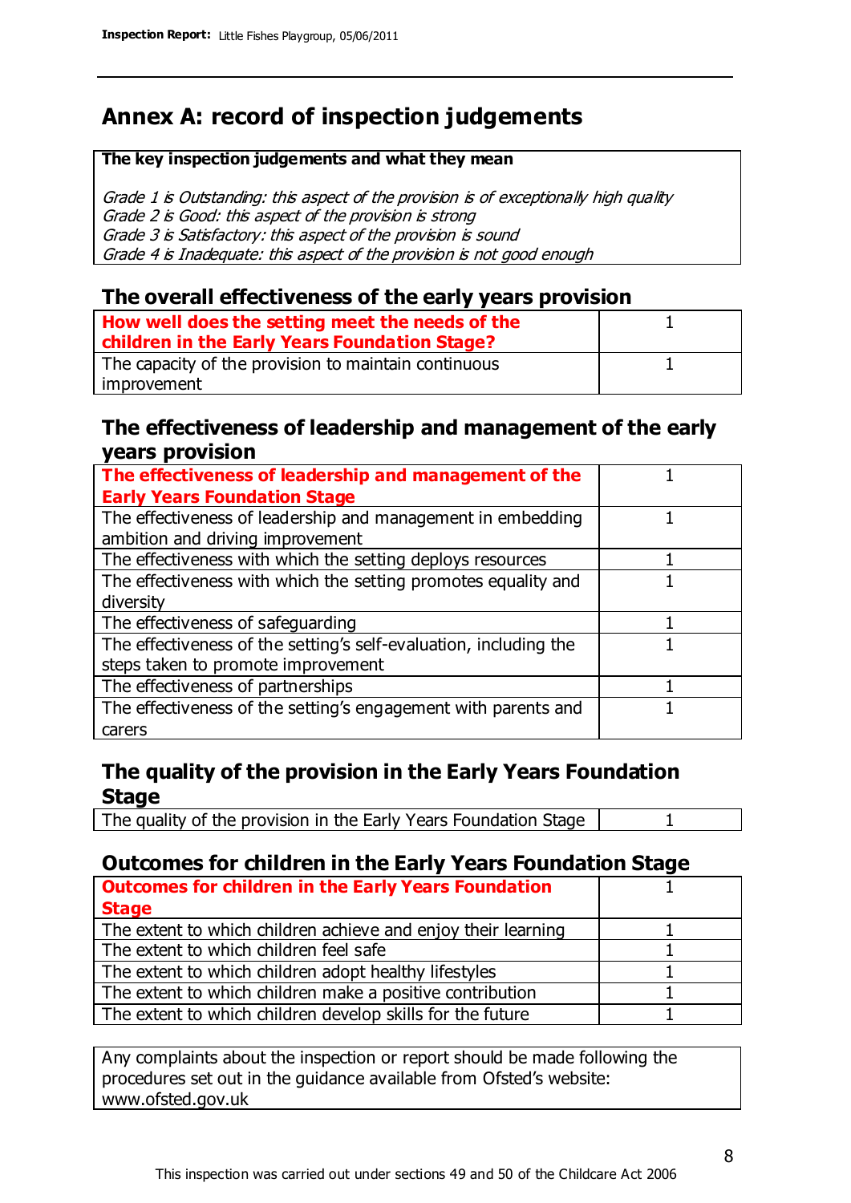# Annex A: record of inspection judgements

**The key inspection judgements and what they mean**

*Grade 1 is Outstanding: this aspect of the provision is of exceptionally high quality*
*Grade 2 is Good: this aspect of the provision is strong*
*Grade 3 is Satisfactory: this aspect of the provision is sound*
*Grade 4 is Inadequate: this aspect of the provision is not good enough*

## The overall effectiveness of the early years provision

| | |
|---|---|
| **How well does the setting meet the needs of the children in the Early Years Foundation Stage?** | 1 |
| The capacity of the provision to maintain continuous improvement | 1 |

## The effectiveness of leadership and management of the early years provision

| | |
|---|---|
| **The effectiveness of leadership and management of the Early Years Foundation Stage** | 1 |
| The effectiveness of leadership and management in embedding ambition and driving improvement | 1 |
| The effectiveness with which the setting deploys resources | 1 |
| The effectiveness with which the setting promotes equality and diversity | 1 |
| The effectiveness of safeguarding | 1 |
| The effectiveness of the setting's self-evaluation, including the steps taken to promote improvement | 1 |
| The effectiveness of partnerships | 1 |
| The effectiveness of the setting's engagement with parents and carers | 1 |

## The quality of the provision in the Early Years Foundation Stage

| | |
|---|---|
| The quality of the provision in the Early Years Foundation Stage | 1 |

## Outcomes for children in the Early Years Foundation Stage

| | |
|---|---|
| **Outcomes for children in the Early Years Foundation Stage** | 1 |
| The extent to which children achieve and enjoy their learning | 1 |
| The extent to which children feel safe | 1 |
| The extent to which children adopt healthy lifestyles | 1 |
| The extent to which children make a positive contribution | 1 |
| The extent to which children develop skills for the future | 1 |

Any complaints about the inspection or report should be made following the procedures set out in the guidance available from Ofsted's website: www.ofsted.gov.uk

This inspection was carried out under sections 49 and 50 of the Childcare Act 2006